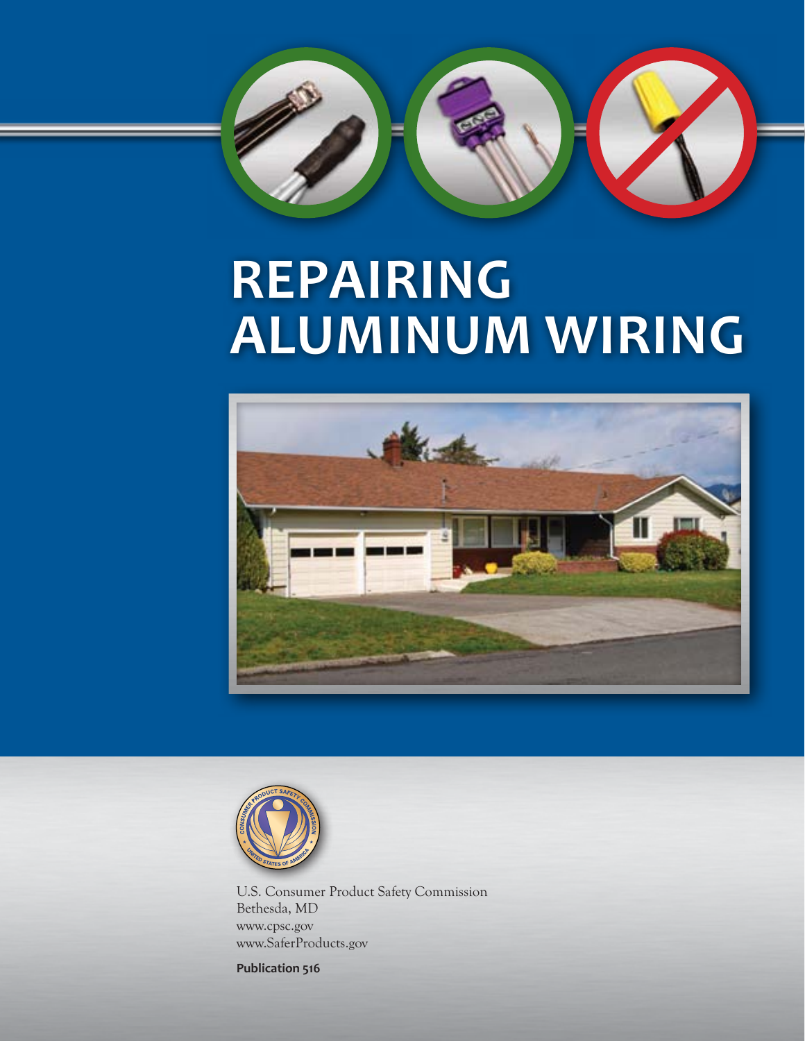# REPAIRING ALUMINUM WIRING

U.S. Consumer Product Safety Commission
Bethesda, MD
www.cpsc.gov
www.SaferProducts.gov

**Publication 516**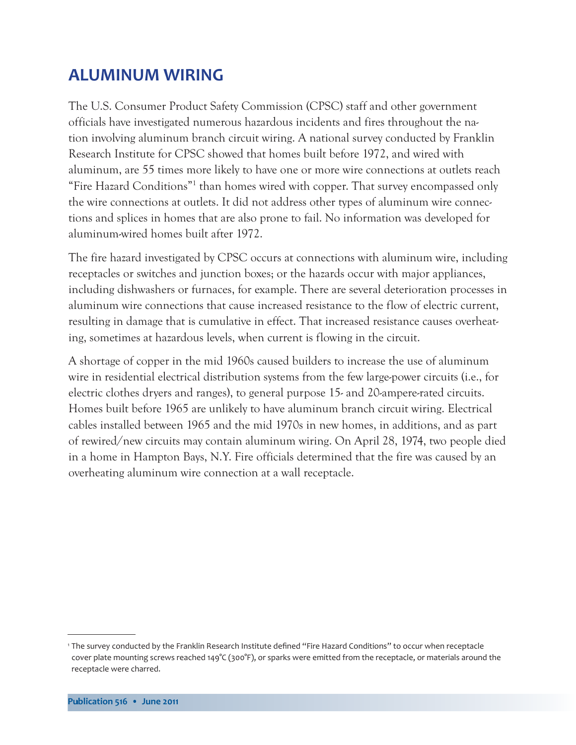## ALUMINUM WIRING

The U.S. Consumer Product Safety Commission (CPSC) staff and other government officials have investigated numerous hazardous incidents and fires throughout the nation involving aluminum branch circuit wiring. A national survey conducted by Franklin Research Institute for CPSC showed that homes built before 1972, and wired with aluminum, are 55 times more likely to have one or more wire connections at outlets reach "Fire Hazard Conditions"[1] than homes wired with copper. That survey encompassed only the wire connections at outlets. It did not address other types of aluminum wire connections and splices in homes that are also prone to fail. No information was developed for aluminum-wired homes built after 1972.

The fire hazard investigated by CPSC occurs at connections with aluminum wire, including receptacles or switches and junction boxes; or the hazards occur with major appliances, including dishwashers or furnaces, for example. There are several deterioration processes in aluminum wire connections that cause increased resistance to the flow of electric current, resulting in damage that is cumulative in effect. That increased resistance causes overheating, sometimes at hazardous levels, when current is flowing in the circuit.

A shortage of copper in the mid 1960s caused builders to increase the use of aluminum wire in residential electrical distribution systems from the few large-power circuits (i.e., for electric clothes dryers and ranges), to general purpose 15- and 20-ampere-rated circuits. Homes built before 1965 are unlikely to have aluminum branch circuit wiring. Electrical cables installed between 1965 and the mid 1970s in new homes, in additions, and as part of rewired/new circuits may contain aluminum wiring. On April 28, 1974, two people died in a home in Hampton Bays, N.Y. Fire officials determined that the fire was caused by an overheating aluminum wire connection at a wall receptacle.

[1] The survey conducted by the Franklin Research Institute defined "Fire Hazard Conditions" to occur when receptacle cover plate mounting screws reached 149°C (300°F), or sparks were emitted from the receptacle, or materials around the receptacle were charred.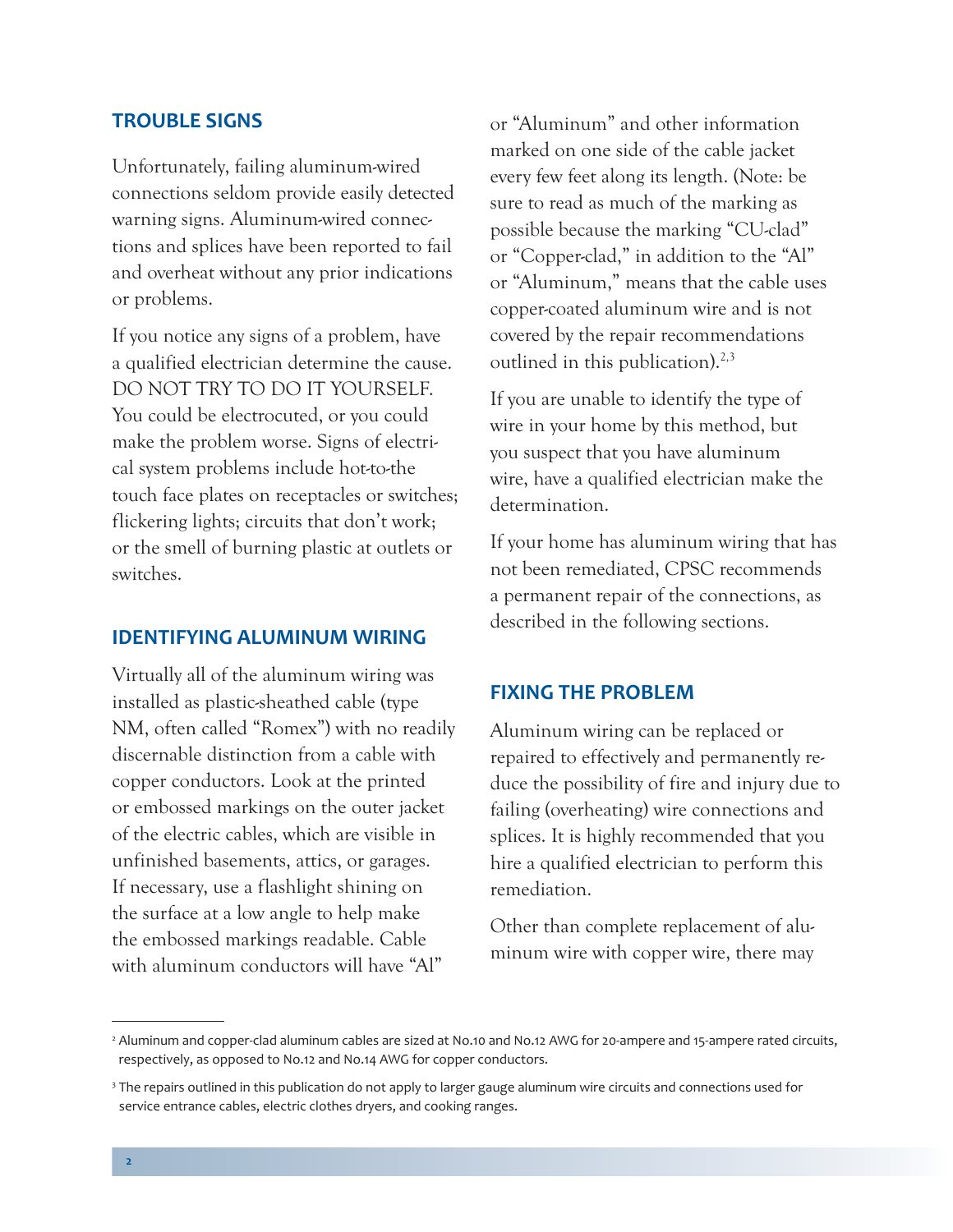## TROUBLE SIGNS

Unfortunately, failing aluminum-wired connections seldom provide easily detected warning signs. Aluminum-wired connections and splices have been reported to fail and overheat without any prior indications or problems.

If you notice any signs of a problem, have a qualified electrician determine the cause. DO NOT TRY TO DO IT YOURSELF. You could be electrocuted, or you could make the problem worse. Signs of electrical system problems include hot-to-the touch face plates on receptacles or switches; flickering lights; circuits that don't work; or the smell of burning plastic at outlets or switches.

## IDENTIFYING ALUMINUM WIRING

Virtually all of the aluminum wiring was installed as plastic-sheathed cable (type NM, often called "Romex") with no readily discernable distinction from a cable with copper conductors. Look at the printed or embossed markings on the outer jacket of the electric cables, which are visible in unfinished basements, attics, or garages. If necessary, use a flashlight shining on the surface at a low angle to help make the embossed markings readable. Cable with aluminum conductors will have "Al" or "Aluminum" and other information marked on one side of the cable jacket every few feet along its length. (Note: be sure to read as much of the marking as possible because the marking "CU-clad" or "Copper-clad," in addition to the "Al" or "Aluminum," means that the cable uses copper-coated aluminum wire and is not covered by the repair recommendations outlined in this publication).[2,3]

If you are unable to identify the type of wire in your home by this method, but you suspect that you have aluminum wire, have a qualified electrician make the determination.

If your home has aluminum wiring that has not been remediated, CPSC recommends a permanent repair of the connections, as described in the following sections.

## FIXING THE PROBLEM

Aluminum wiring can be replaced or repaired to effectively and permanently reduce the possibility of fire and injury due to failing (overheating) wire connections and splices. It is highly recommended that you hire a qualified electrician to perform this remediation.

Other than complete replacement of aluminum wire with copper wire, there may

---

[2] Aluminum and copper-clad aluminum cables are sized at No.10 and No.12 AWG for 20-ampere and 15-ampere rated circuits, respectively, as opposed to No.12 and No.14 AWG for copper conductors.

[3] The repairs outlined in this publication do not apply to larger gauge aluminum wire circuits and connections used for service entrance cables, electric clothes dryers, and cooking ranges.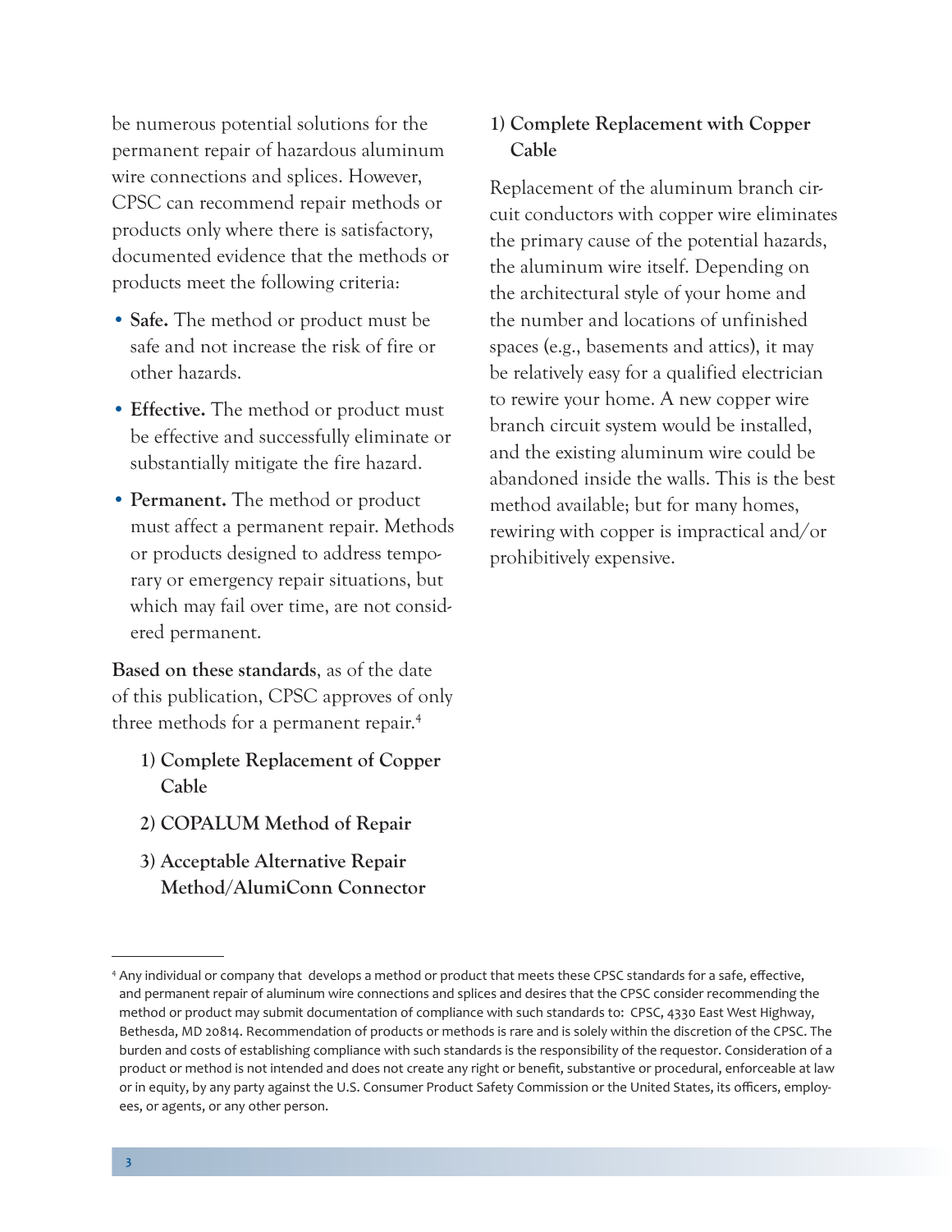be numerous potential solutions for the permanent repair of hazardous aluminum wire connections and splices. However, CPSC can recommend repair methods or products only where there is satisfactory, documented evidence that the methods or products meet the following criteria:

- **Safe.** The method or product must be safe and not increase the risk of fire or other hazards.
- **Effective.** The method or product must be effective and successfully eliminate or substantially mitigate the fire hazard.
- **Permanent.** The method or product must affect a permanent repair. Methods or products designed to address temporary or emergency repair situations, but which may fail over time, are not considered permanent.

**Based on these standards**, as of the date of this publication, CPSC approves of only three methods for a permanent repair.[4]

1) **Complete Replacement of Copper Cable**
2) **COPALUM Method of Repair**
3) **Acceptable Alternative Repair Method/AlumiConn Connector**

### 1) Complete Replacement with Copper Cable

Replacement of the aluminum branch circuit conductors with copper wire eliminates the primary cause of the potential hazards, the aluminum wire itself. Depending on the architectural style of your home and the number and locations of unfinished spaces (e.g., basements and attics), it may be relatively easy for a qualified electrician to rewire your home. A new copper wire branch circuit system would be installed, and the existing aluminum wire could be abandoned inside the walls. This is the best method available; but for many homes, rewiring with copper is impractical and/or prohibitively expensive.

---

[4] Any individual or company that develops a method or product that meets these CPSC standards for a safe, effective, and permanent repair of aluminum wire connections and splices and desires that the CPSC consider recommending the method or product may submit documentation of compliance with such standards to: CPSC, 4330 East West Highway, Bethesda, MD 20814. Recommendation of products or methods is rare and is solely within the discretion of the CPSC. The burden and costs of establishing compliance with such standards is the responsibility of the requestor. Consideration of a product or method is not intended and does not create any right or benefit, substantive or procedural, enforceable at law or in equity, by any party against the U.S. Consumer Product Safety Commission or the United States, its officers, employees, or agents, or any other person.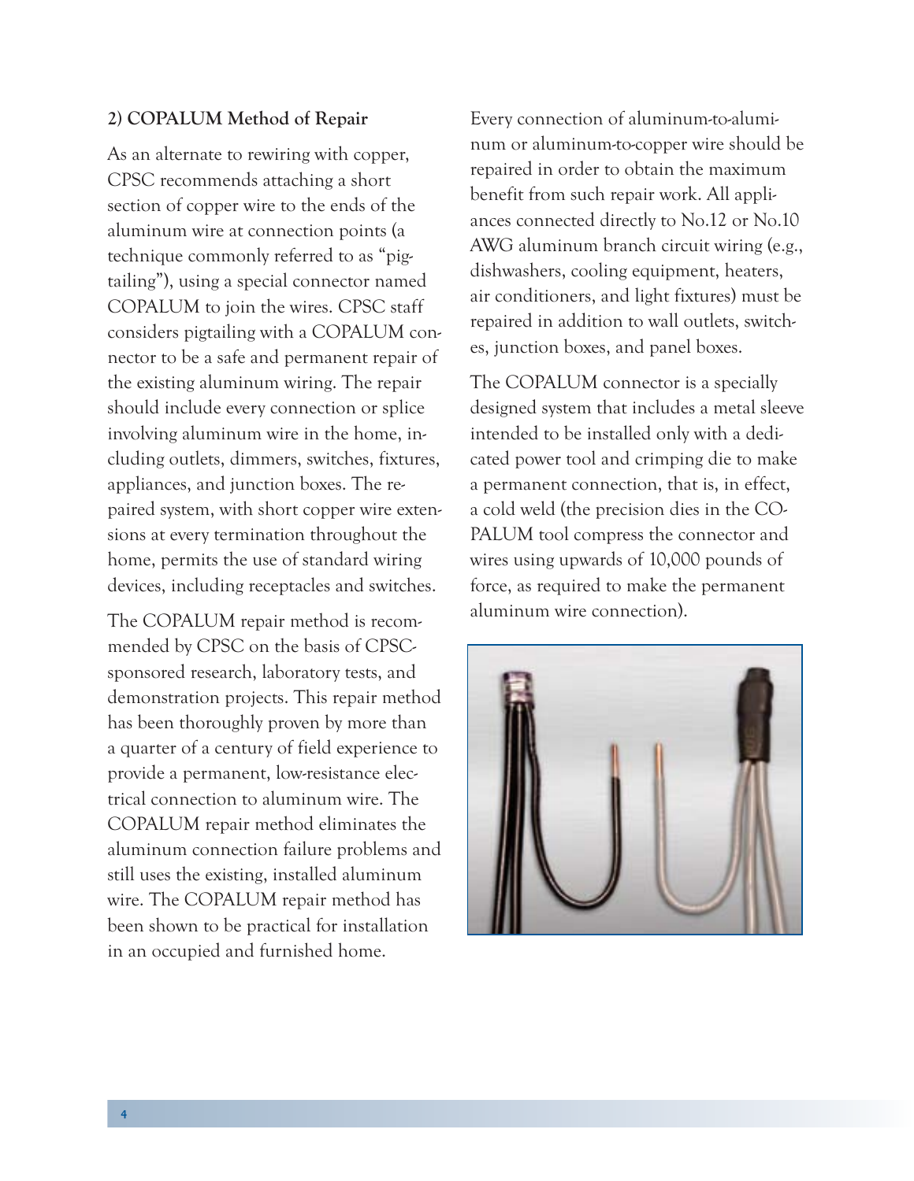### 2) COPALUM Method of Repair

As an alternate to rewiring with copper, CPSC recommends attaching a short section of copper wire to the ends of the aluminum wire at connection points (a technique commonly referred to as "pigtailing"), using a special connector named COPALUM to join the wires. CPSC staff considers pigtailing with a COPALUM connector to be a safe and permanent repair of the existing aluminum wiring. The repair should include every connection or splice involving aluminum wire in the home, including outlets, dimmers, switches, fixtures, appliances, and junction boxes. The repaired system, with short copper wire extensions at every termination throughout the home, permits the use of standard wiring devices, including receptacles and switches.

The COPALUM repair method is recommended by CPSC on the basis of CPSC-sponsored research, laboratory tests, and demonstration projects. This repair method has been thoroughly proven by more than a quarter of a century of field experience to provide a permanent, low-resistance electrical connection to aluminum wire. The COPALUM repair method eliminates the aluminum connection failure problems and still uses the existing, installed aluminum wire. The COPALUM repair method has been shown to be practical for installation in an occupied and furnished home.

Every connection of aluminum-to-aluminum or aluminum-to-copper wire should be repaired in order to obtain the maximum benefit from such repair work. All appliances connected directly to No.12 or No.10 AWG aluminum branch circuit wiring (e.g., dishwashers, cooling equipment, heaters, air conditioners, and light fixtures) must be repaired in addition to wall outlets, switches, junction boxes, and panel boxes.

The COPALUM connector is a specially designed system that includes a metal sleeve intended to be installed only with a dedicated power tool and crimping die to make a permanent connection, that is, in effect, a cold weld (the precision dies in the COPALUM tool compress the connector and wires using upwards of 10,000 pounds of force, as required to make the permanent aluminum wire connection).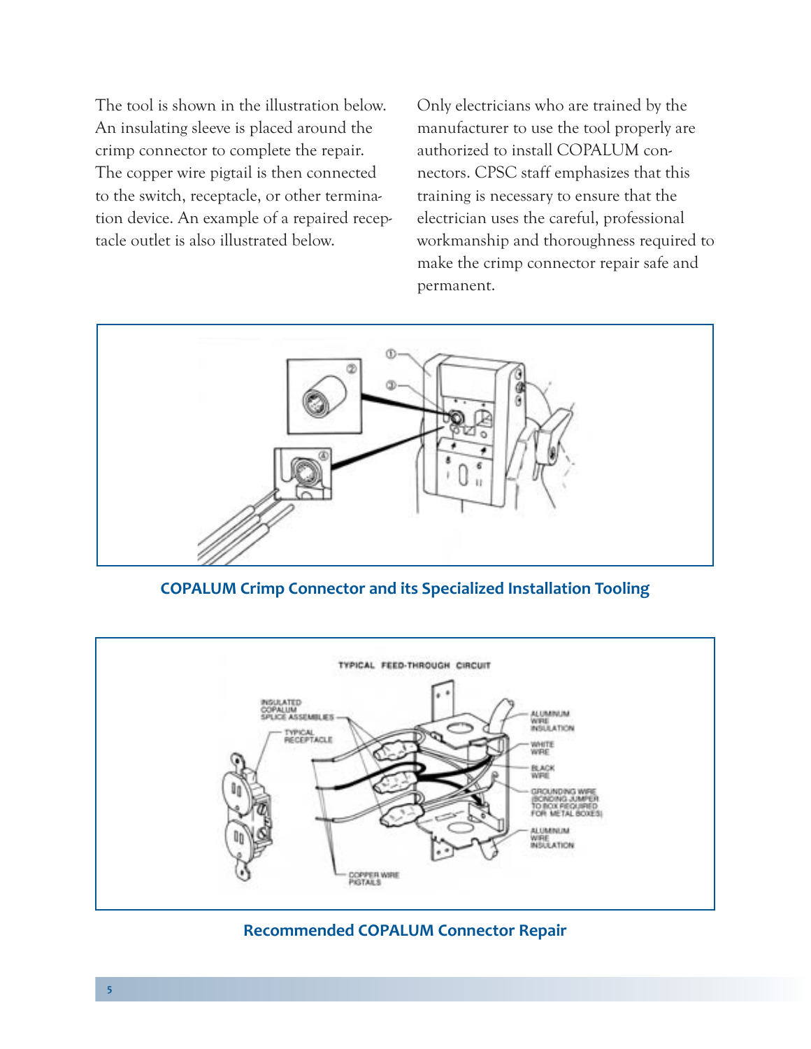The tool is shown in the illustration below. An insulating sleeve is placed around the crimp connector to complete the repair. The copper wire pigtail is then connected to the switch, receptacle, or other termination device. An example of a repaired receptacle outlet is also illustrated below.

Only electricians who are trained by the manufacturer to use the tool properly are authorized to install COPALUM connectors. CPSC staff emphasizes that this training is necessary to ensure that the electrician uses the careful, professional workmanship and thoroughness required to make the crimp connector repair safe and permanent.

**COPALUM Crimp Connector and its Specialized Installation Tooling**

**Recommended COPALUM Connector Repair**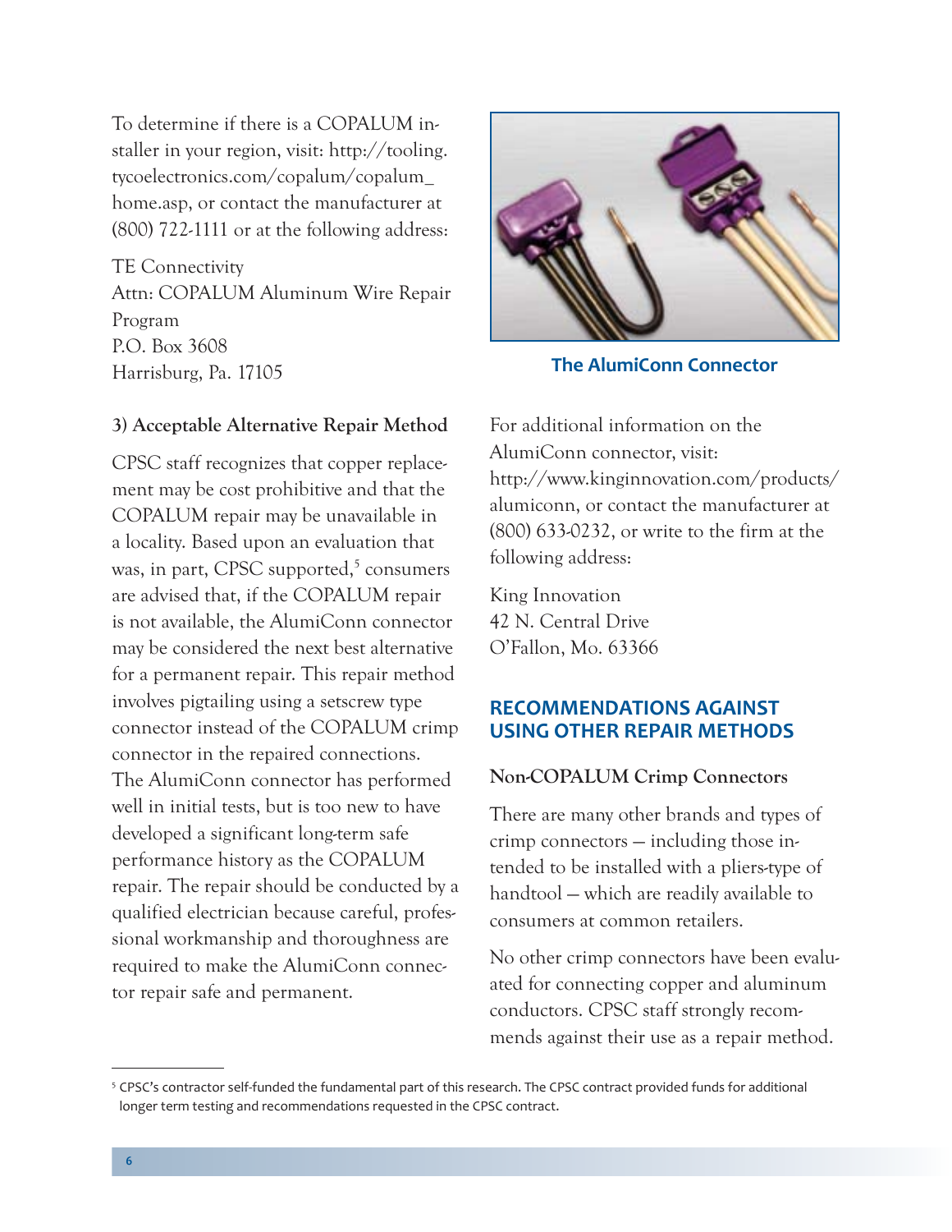To determine if there is a COPALUM installer in your region, visit: http://tooling.tycoelectronics.com/copalum/copalum_home.asp, or contact the manufacturer at (800) 722-1111 or at the following address:

TE Connectivity
Attn: COPALUM Aluminum Wire Repair Program
P.O. Box 3608
Harrisburg, Pa. 17105

**3) Acceptable Alternative Repair Method**

CPSC staff recognizes that copper replacement may be cost prohibitive and that the COPALUM repair may be unavailable in a locality. Based upon an evaluation that was, in part, CPSC supported,[5] consumers are advised that, if the COPALUM repair is not available, the AlumiConn connector may be considered the next best alternative for a permanent repair. This repair method involves pigtailing using a setscrew type connector instead of the COPALUM crimp connector in the repaired connections. The AlumiConn connector has performed well in initial tests, but is too new to have developed a significant long-term safe performance history as the COPALUM repair. The repair should be conducted by a qualified electrician because careful, professional workmanship and thoroughness are required to make the AlumiConn connector repair safe and permanent.

**The AlumiConn Connector**

For additional information on the AlumiConn connector, visit: http://www.kinginnovation.com/products/alumiconn, or contact the manufacturer at (800) 633-0232, or write to the firm at the following address:

King Innovation
42 N. Central Drive
O'Fallon, Mo. 63366

## RECOMMENDATIONS AGAINST USING OTHER REPAIR METHODS

**Non-COPALUM Crimp Connectors**

There are many other brands and types of crimp connectors — including those intended to be installed with a pliers-type of handtool — which are readily available to consumers at common retailers.

No other crimp connectors have been evaluated for connecting copper and aluminum conductors. CPSC staff strongly recommends against their use as a repair method.

---

[5] CPSC's contractor self-funded the fundamental part of this research. The CPSC contract provided funds for additional longer term testing and recommendations requested in the CPSC contract.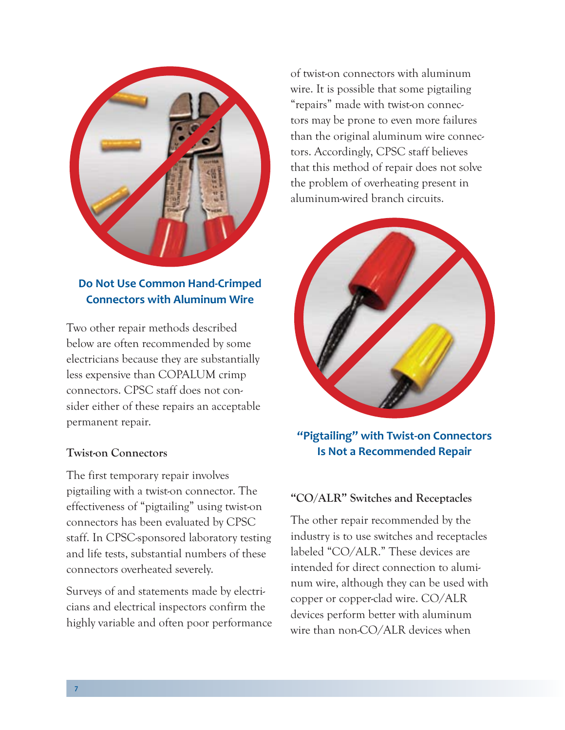**Do Not Use Common Hand-Crimped Connectors with Aluminum Wire**

Two other repair methods described below are often recommended by some electricians because they are substantially less expensive than COPALUM crimp connectors. CPSC staff does not consider either of these repairs an acceptable permanent repair.

### Twist-on Connectors

The first temporary repair involves pigtailing with a twist-on connector. The effectiveness of "pigtailing" using twist-on connectors has been evaluated by CPSC staff. In CPSC-sponsored laboratory testing and life tests, substantial numbers of these connectors overheated severely.

Surveys of and statements made by electricians and electrical inspectors confirm the highly variable and often poor performance of twist-on connectors with aluminum wire. It is possible that some pigtailing "repairs" made with twist-on connectors may be prone to even more failures than the original aluminum wire connectors. Accordingly, CPSC staff believes that this method of repair does not solve the problem of overheating present in aluminum-wired branch circuits.

**"Pigtailing" with Twist-on Connectors Is Not a Recommended Repair**

### "CO/ALR" Switches and Receptacles

The other repair recommended by the industry is to use switches and receptacles labeled "CO/ALR." These devices are intended for direct connection to aluminum wire, although they can be used with copper or copper-clad wire. CO/ALR devices perform better with aluminum wire than non-CO/ALR devices when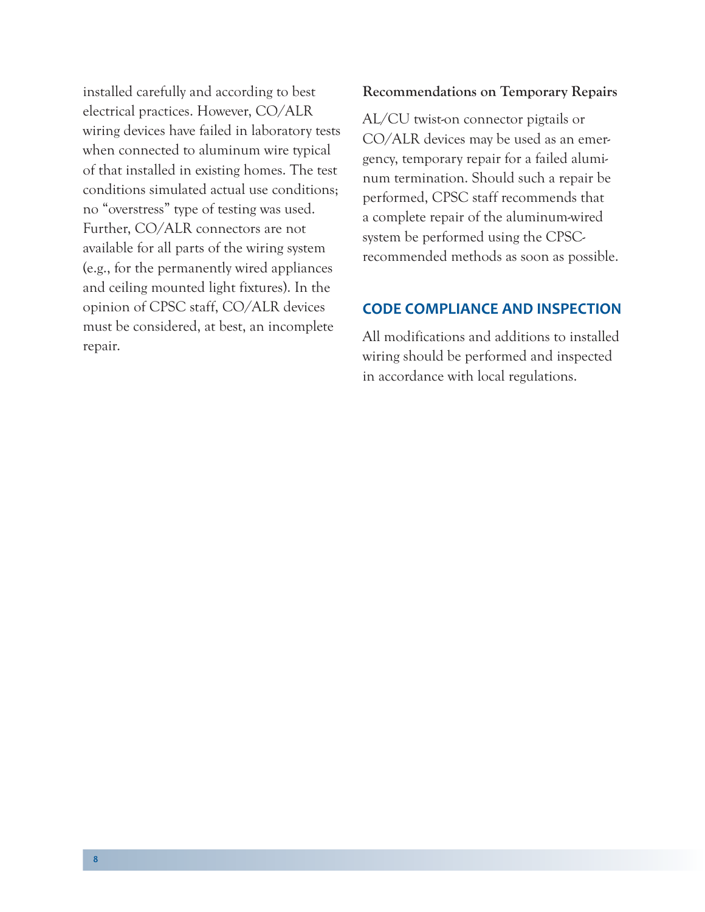installed carefully and according to best electrical practices. However, CO/ALR wiring devices have failed in laboratory tests when connected to aluminum wire typical of that installed in existing homes. The test conditions simulated actual use conditions; no “overstress” type of testing was used. Further, CO/ALR connectors are not available for all parts of the wiring system (e.g., for the permanently wired appliances and ceiling mounted light fixtures). In the opinion of CPSC staff, CO/ALR devices must be considered, at best, an incomplete repair.

**Recommendations on Temporary Repairs**

AL/CU twist-on connector pigtails or CO/ALR devices may be used as an emergency, temporary repair for a failed aluminum termination. Should such a repair be performed, CPSC staff recommends that a complete repair of the aluminum-wired system be performed using the CPSC-recommended methods as soon as possible.

## CODE COMPLIANCE AND INSPECTION

All modifications and additions to installed wiring should be performed and inspected in accordance with local regulations.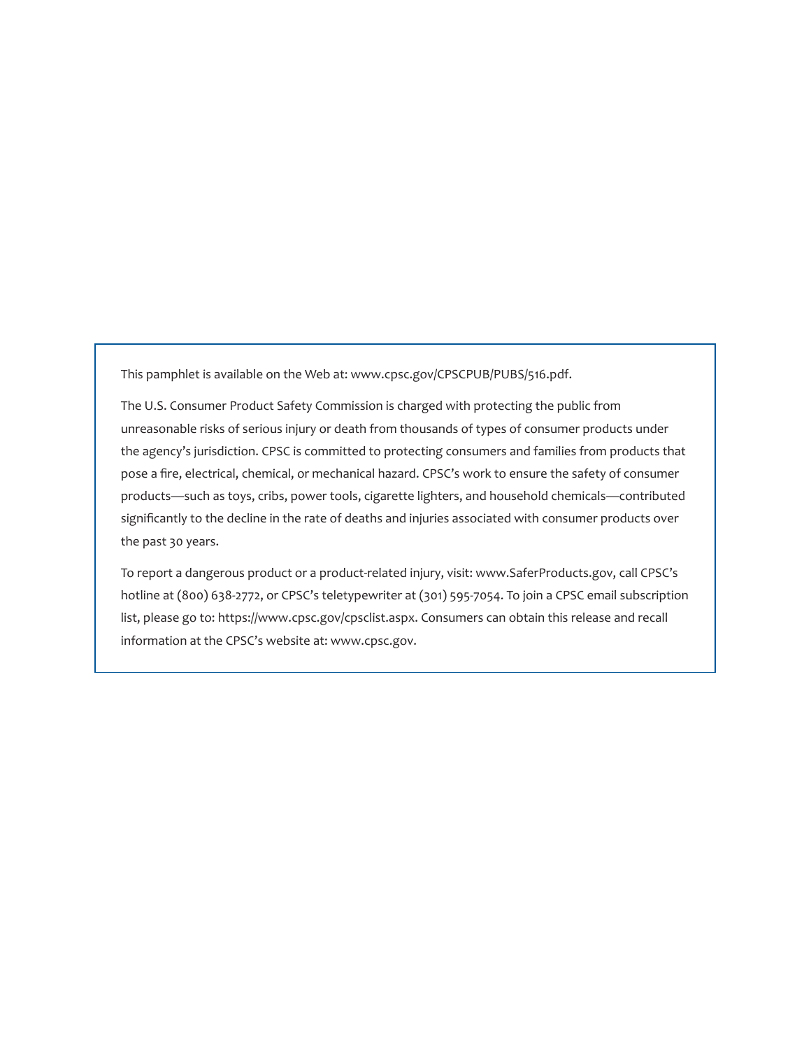This pamphlet is available on the Web at: www.cpsc.gov/CPSCPUB/PUBS/516.pdf.

The U.S. Consumer Product Safety Commission is charged with protecting the public from unreasonable risks of serious injury or death from thousands of types of consumer products under the agency's jurisdiction. CPSC is committed to protecting consumers and families from products that pose a fire, electrical, chemical, or mechanical hazard. CPSC's work to ensure the safety of consumer products—such as toys, cribs, power tools, cigarette lighters, and household chemicals—contributed significantly to the decline in the rate of deaths and injuries associated with consumer products over the past 30 years.

To report a dangerous product or a product-related injury, visit: www.SaferProducts.gov, call CPSC's hotline at (800) 638-2772, or CPSC's teletypewriter at (301) 595-7054. To join a CPSC email subscription list, please go to: https://www.cpsc.gov/cpsclist.aspx. Consumers can obtain this release and recall information at the CPSC's website at: www.cpsc.gov.